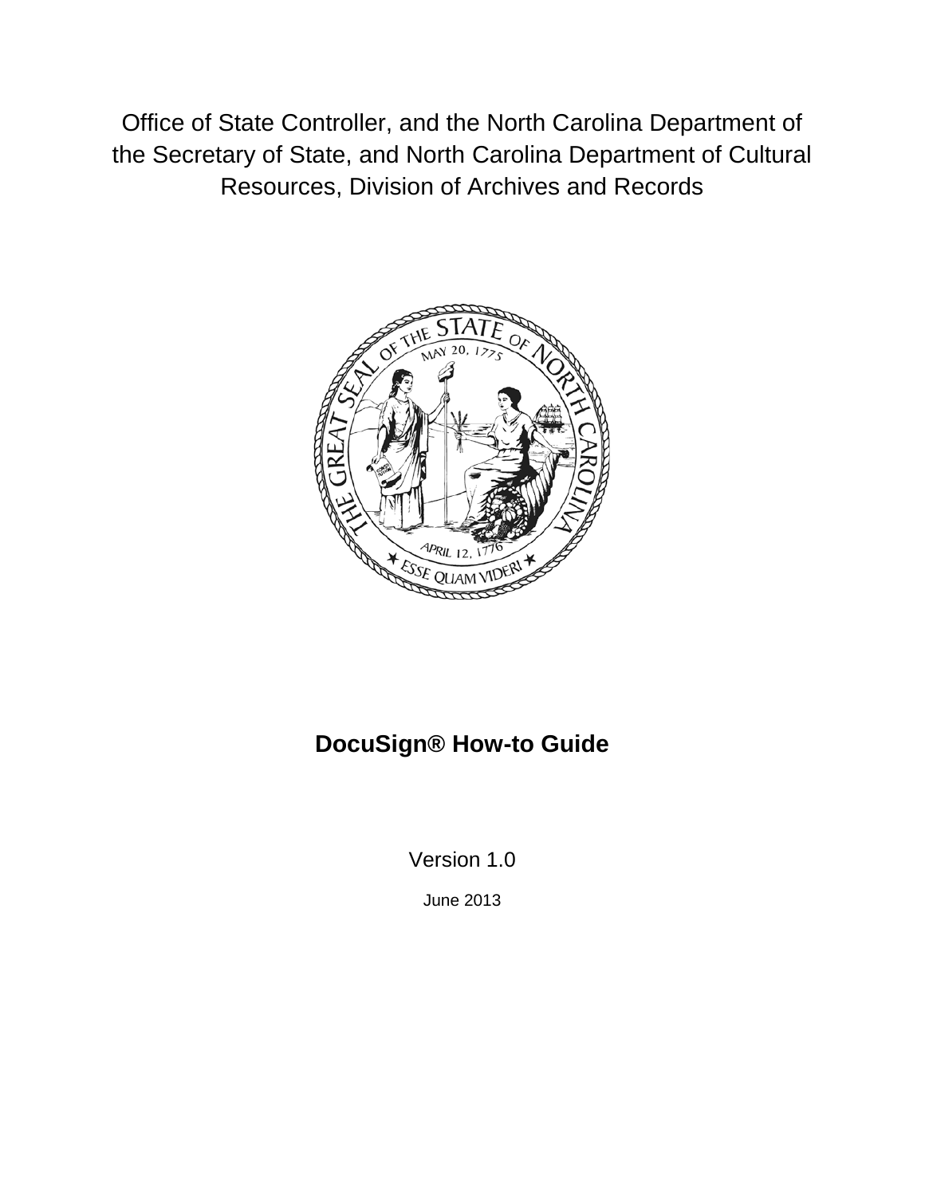Office of State Controller, and the North Carolina Department of the Secretary of State, and North Carolina Department of Cultural Resources, Division of Archives and Records

# DocuSign® How-to Guide

Version 1.0

June 2013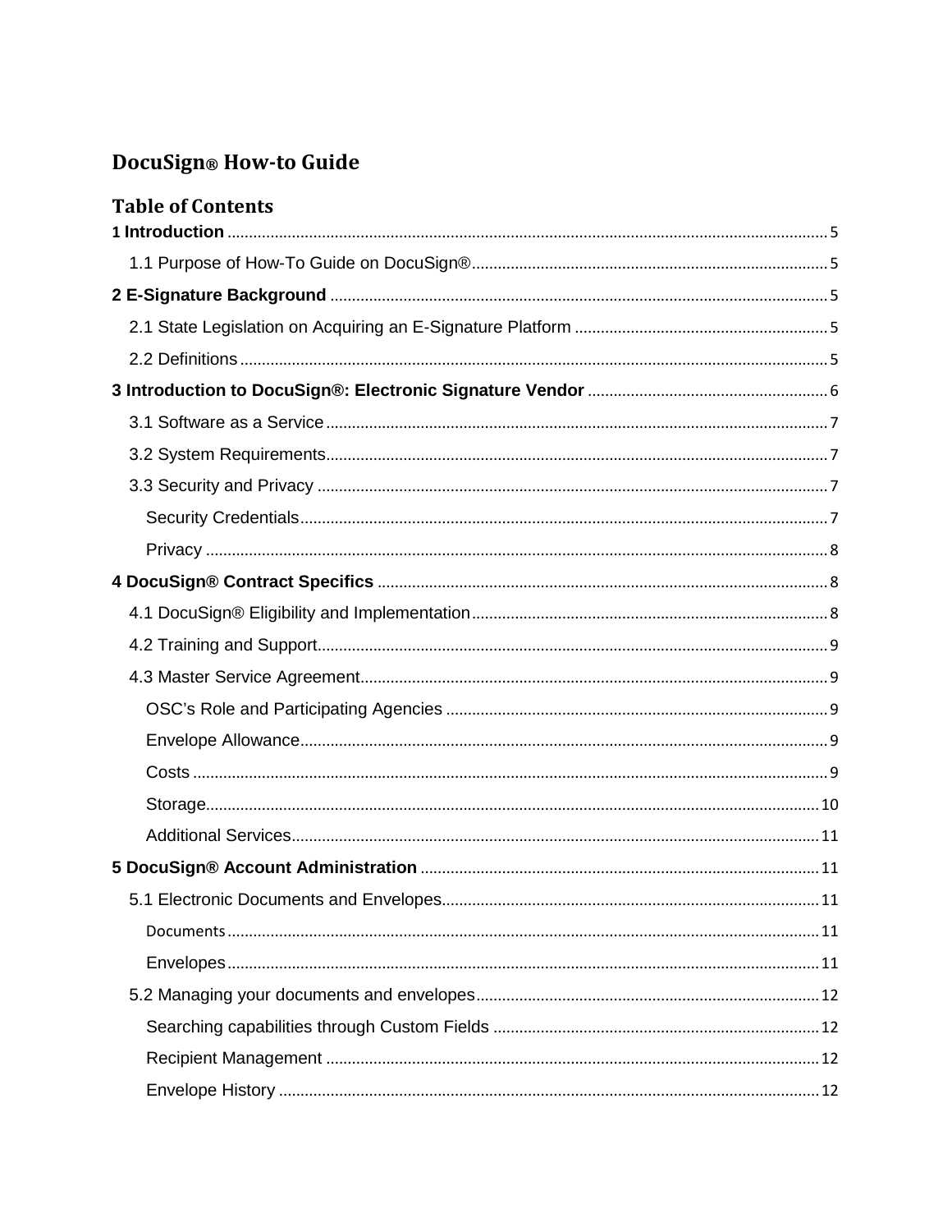# DocuSign® How-to Guide

## Table of Contents

1 Introduction ........................................................................................................................................ 5

1.1 Purpose of How-To Guide on DocuSign® ................................................................................. 5

2 E-Signature Background .................................................................................................................. 5

2.1 State Legislation on Acquiring an E-Signature Platform .......................................................... 5

2.2 Definitions ...................................................................................................................................... 5

3 Introduction to DocuSign®: Electronic Signature Vendor ...................................................... 6

3.1 Software as a Service ................................................................................................................... 7

3.2 System Requirements ................................................................................................................... 7

3.3 Security and Privacy ..................................................................................................................... 7

Security Credentials ......................................................................................................................... 7

Privacy ............................................................................................................................................... 8

4 DocuSign® Contract Specifics ....................................................................................................... 8

4.1 DocuSign® Eligibility and Implementation ................................................................................. 8

4.2 Training and Support ..................................................................................................................... 9

4.3 Master Service Agreement ........................................................................................................... 9

OSC's Role and Participating Agencies ....................................................................................... 9

Envelope Allowance ........................................................................................................................ 9

Costs ................................................................................................................................................. 9

Storage ............................................................................................................................................ 10

Additional Services ........................................................................................................................ 11

5 DocuSign® Account Administration ............................................................................................ 11

5.1 Electronic Documents and Envelopes ...................................................................................... 11

Documents ...................................................................................................................................... 11

Envelopes ........................................................................................................................................ 11

5.2 Managing your documents and envelopes ............................................................................... 12

Searching capabilities through Custom Fields ........................................................................... 12

Recipient Management ................................................................................................................. 12

Envelope History ............................................................................................................................ 12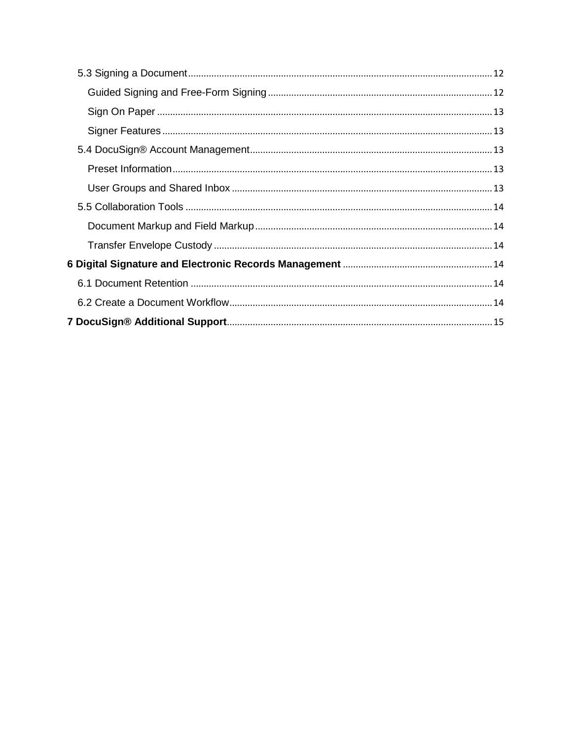- 5.3 Signing a Document ..... 12
  - Guided Signing and Free-Form Signing ..... 12
  - Sign On Paper ..... 13
  - Signer Features ..... 13
- 5.4 DocuSign® Account Management ..... 13
  - Preset Information ..... 13
  - User Groups and Shared Inbox ..... 13
- 5.5 Collaboration Tools ..... 14
  - Document Markup and Field Markup ..... 14
  - Transfer Envelope Custody ..... 14

**6 Digital Signature and Electronic Records Management** ..... 14

- 6.1 Document Retention ..... 14
- 6.2 Create a Document Workflow ..... 14

**7 DocuSign® Additional Support** ..... 15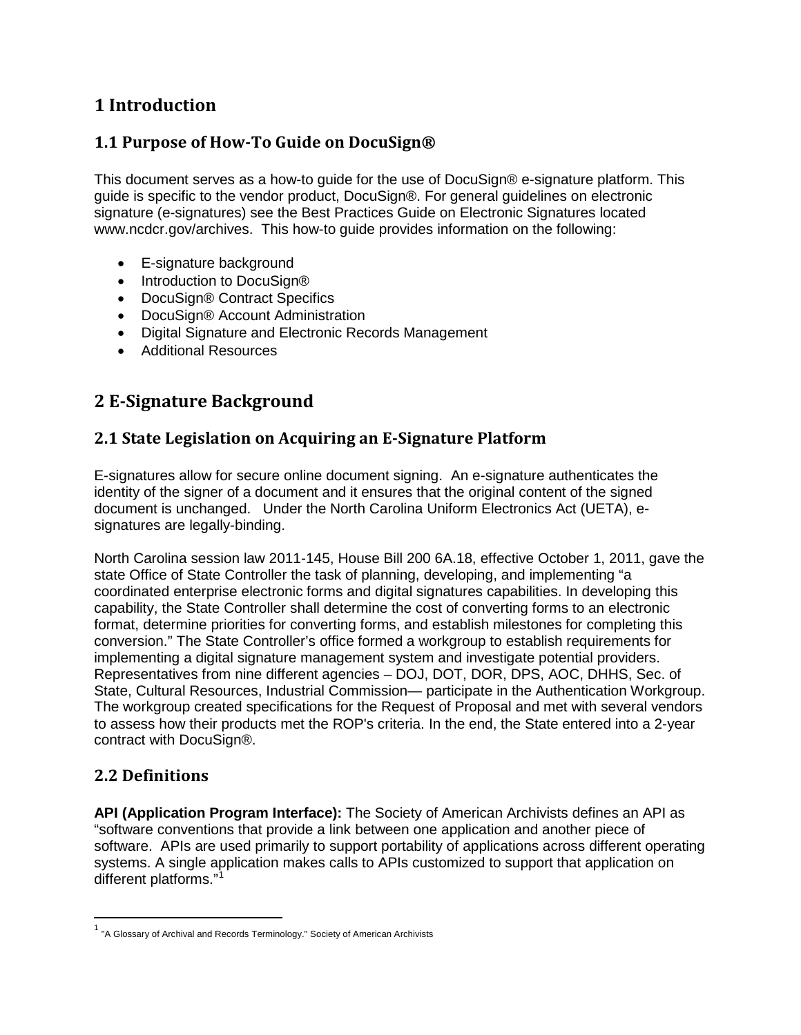# 1 Introduction

## 1.1 Purpose of How-To Guide on DocuSign®

This document serves as a how-to guide for the use of DocuSign® e-signature platform. This guide is specific to the vendor product, DocuSign®. For general guidelines on electronic signature (e-signatures) see the Best Practices Guide on Electronic Signatures located www.ncdcr.gov/archives. This how-to guide provides information on the following:

- E-signature background
- Introduction to DocuSign®
- DocuSign® Contract Specifics
- DocuSign® Account Administration
- Digital Signature and Electronic Records Management
- Additional Resources

# 2 E-Signature Background

## 2.1 State Legislation on Acquiring an E-Signature Platform

E-signatures allow for secure online document signing. An e-signature authenticates the identity of the signer of a document and it ensures that the original content of the signed document is unchanged. Under the North Carolina Uniform Electronics Act (UETA), e-signatures are legally-binding.

North Carolina session law 2011-145, House Bill 200 6A.18, effective October 1, 2011, gave the state Office of State Controller the task of planning, developing, and implementing "a coordinated enterprise electronic forms and digital signatures capabilities. In developing this capability, the State Controller shall determine the cost of converting forms to an electronic format, determine priorities for converting forms, and establish milestones for completing this conversion." The State Controller's office formed a workgroup to establish requirements for implementing a digital signature management system and investigate potential providers. Representatives from nine different agencies – DOJ, DOT, DOR, DPS, AOC, DHHS, Sec. of State, Cultural Resources, Industrial Commission— participate in the Authentication Workgroup. The workgroup created specifications for the Request of Proposal and met with several vendors to assess how their products met the ROP's criteria. In the end, the State entered into a 2-year contract with DocuSign®.

## 2.2 Definitions

**API (Application Program Interface):** The Society of American Archivists defines an API as "software conventions that provide a link between one application and another piece of software. APIs are used primarily to support portability of applications across different operating systems. A single application makes calls to APIs customized to support that application on different platforms."[1]

[1] "A Glossary of Archival and Records Terminology." Society of American Archivists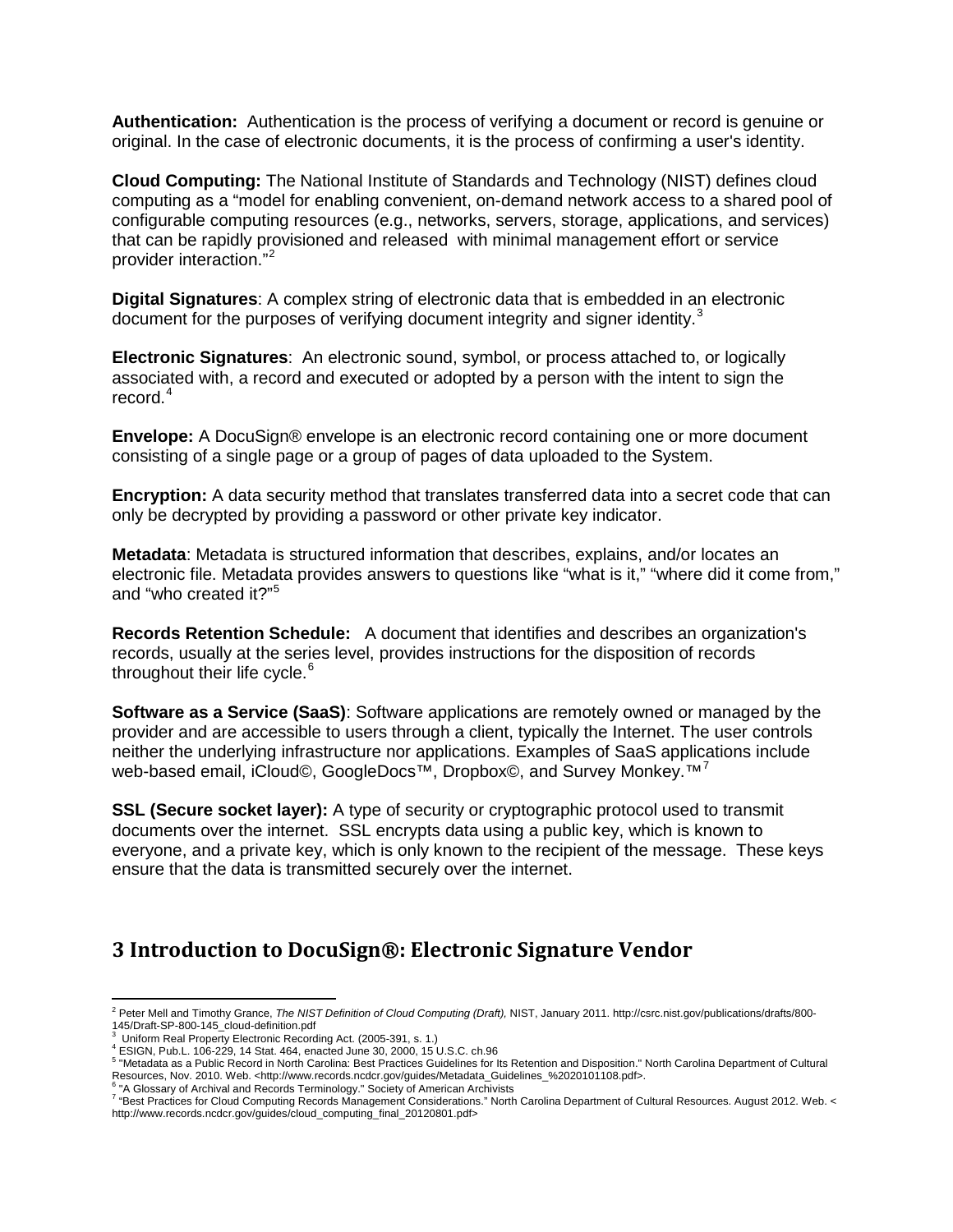**Authentication:** Authentication is the process of verifying a document or record is genuine or original. In the case of electronic documents, it is the process of confirming a user's identity.

**Cloud Computing:** The National Institute of Standards and Technology (NIST) defines cloud computing as a "model for enabling convenient, on-demand network access to a shared pool of configurable computing resources (e.g., networks, servers, storage, applications, and services) that can be rapidly provisioned and released with minimal management effort or service provider interaction."[2]

**Digital Signatures**: A complex string of electronic data that is embedded in an electronic document for the purposes of verifying document integrity and signer identity.[3]

**Electronic Signatures**: An electronic sound, symbol, or process attached to, or logically associated with, a record and executed or adopted by a person with the intent to sign the record.[4]

**Envelope:** A DocuSign® envelope is an electronic record containing one or more document consisting of a single page or a group of pages of data uploaded to the System.

**Encryption:** A data security method that translates transferred data into a secret code that can only be decrypted by providing a password or other private key indicator.

**Metadata**: Metadata is structured information that describes, explains, and/or locates an electronic file. Metadata provides answers to questions like "what is it," "where did it come from," and "who created it?"[5]

**Records Retention Schedule:** A document that identifies and describes an organization's records, usually at the series level, provides instructions for the disposition of records throughout their life cycle.[6]

**Software as a Service (SaaS)**: Software applications are remotely owned or managed by the provider and are accessible to users through a client, typically the Internet. The user controls neither the underlying infrastructure nor applications. Examples of SaaS applications include web-based email, iCloud©, GoogleDocs™, Dropbox©, and Survey Monkey.™[7]

**SSL (Secure socket layer):** A type of security or cryptographic protocol used to transmit documents over the internet. SSL encrypts data using a public key, which is known to everyone, and a private key, which is only known to the recipient of the message. These keys ensure that the data is transmitted securely over the internet.

## 3 Introduction to DocuSign®: Electronic Signature Vendor

[2] Peter Mell and Timothy Grance, *The NIST Definition of Cloud Computing (Draft),* NIST, January 2011. http://csrc.nist.gov/publications/drafts/800-145/Draft-SP-800-145_cloud-definition.pdf

[3] Uniform Real Property Electronic Recording Act. (2005-391, s. 1.)

[4] ESIGN, Pub.L. 106-229, 14 Stat. 464, enacted June 30, 2000, 15 U.S.C. ch.96

[5] "Metadata as a Public Record in North Carolina: Best Practices Guidelines for Its Retention and Disposition." North Carolina Department of Cultural Resources, Nov. 2010. Web. <http://www.records.ncdcr.gov/guides/Metadata_Guidelines_%2020101108.pdf>.

[6] "A Glossary of Archival and Records Terminology." Society of American Archivists

[7] "Best Practices for Cloud Computing Records Management Considerations." North Carolina Department of Cultural Resources. August 2012. Web. < http://www.records.ncdcr.gov/guides/cloud_computing_final_20120801.pdf>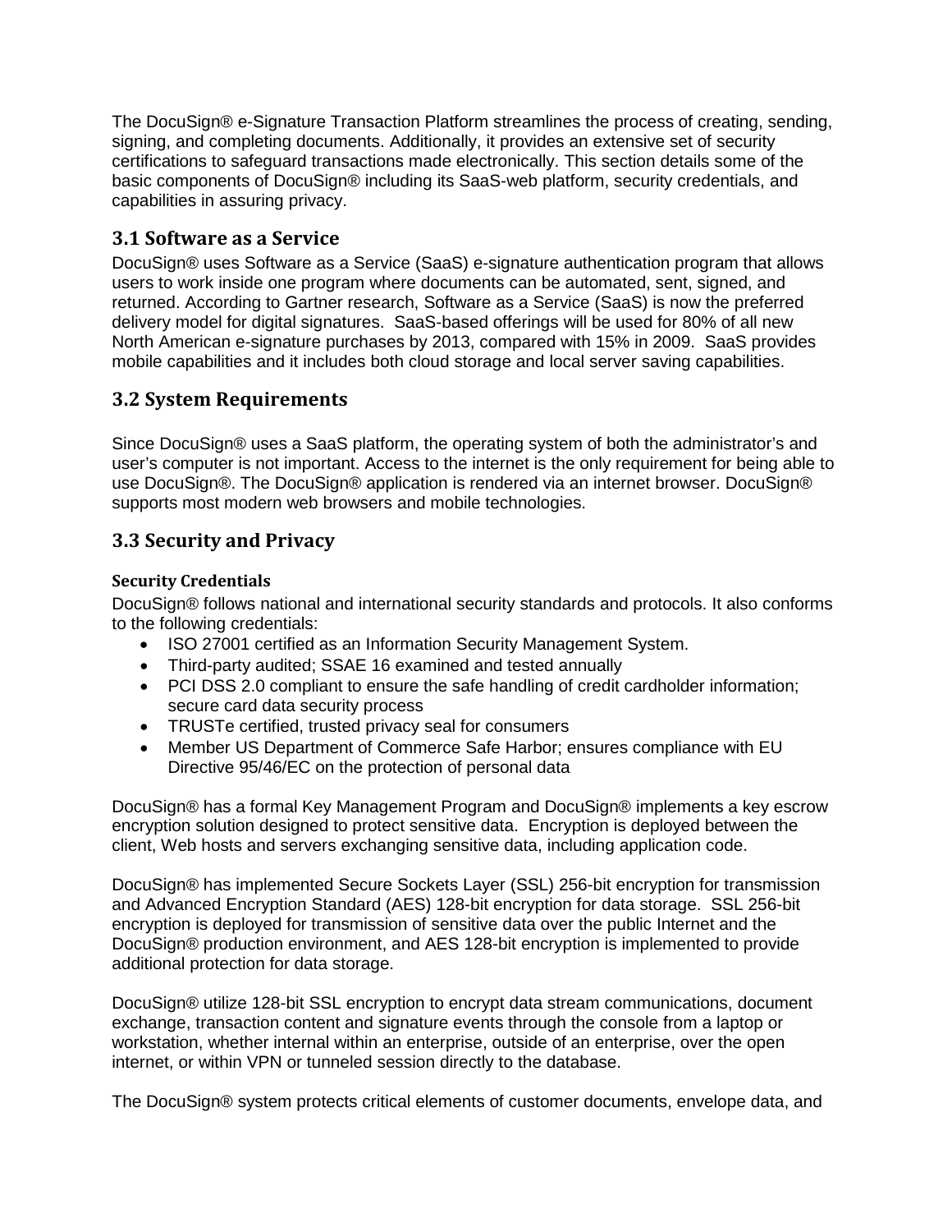The DocuSign® e-Signature Transaction Platform streamlines the process of creating, sending, signing, and completing documents. Additionally, it provides an extensive set of security certifications to safeguard transactions made electronically. This section details some of the basic components of DocuSign® including its SaaS-web platform, security credentials, and capabilities in assuring privacy.

## 3.1 Software as a Service

DocuSign® uses Software as a Service (SaaS) e-signature authentication program that allows users to work inside one program where documents can be automated, sent, signed, and returned. According to Gartner research, Software as a Service (SaaS) is now the preferred delivery model for digital signatures. SaaS-based offerings will be used for 80% of all new North American e-signature purchases by 2013, compared with 15% in 2009. SaaS provides mobile capabilities and it includes both cloud storage and local server saving capabilities.

## 3.2 System Requirements

Since DocuSign® uses a SaaS platform, the operating system of both the administrator's and user's computer is not important. Access to the internet is the only requirement for being able to use DocuSign®. The DocuSign® application is rendered via an internet browser. DocuSign® supports most modern web browsers and mobile technologies.

## 3.3 Security and Privacy

### Security Credentials

DocuSign® follows national and international security standards and protocols. It also conforms to the following credentials:

- ISO 27001 certified as an Information Security Management System.
- Third-party audited; SSAE 16 examined and tested annually
- PCI DSS 2.0 compliant to ensure the safe handling of credit cardholder information; secure card data security process
- TRUSTe certified, trusted privacy seal for consumers
- Member US Department of Commerce Safe Harbor; ensures compliance with EU Directive 95/46/EC on the protection of personal data

DocuSign® has a formal Key Management Program and DocuSign® implements a key escrow encryption solution designed to protect sensitive data. Encryption is deployed between the client, Web hosts and servers exchanging sensitive data, including application code.

DocuSign® has implemented Secure Sockets Layer (SSL) 256-bit encryption for transmission and Advanced Encryption Standard (AES) 128-bit encryption for data storage. SSL 256-bit encryption is deployed for transmission of sensitive data over the public Internet and the DocuSign® production environment, and AES 128-bit encryption is implemented to provide additional protection for data storage.

DocuSign® utilize 128-bit SSL encryption to encrypt data stream communications, document exchange, transaction content and signature events through the console from a laptop or workstation, whether internal within an enterprise, outside of an enterprise, over the open internet, or within VPN or tunneled session directly to the database.

The DocuSign® system protects critical elements of customer documents, envelope data, and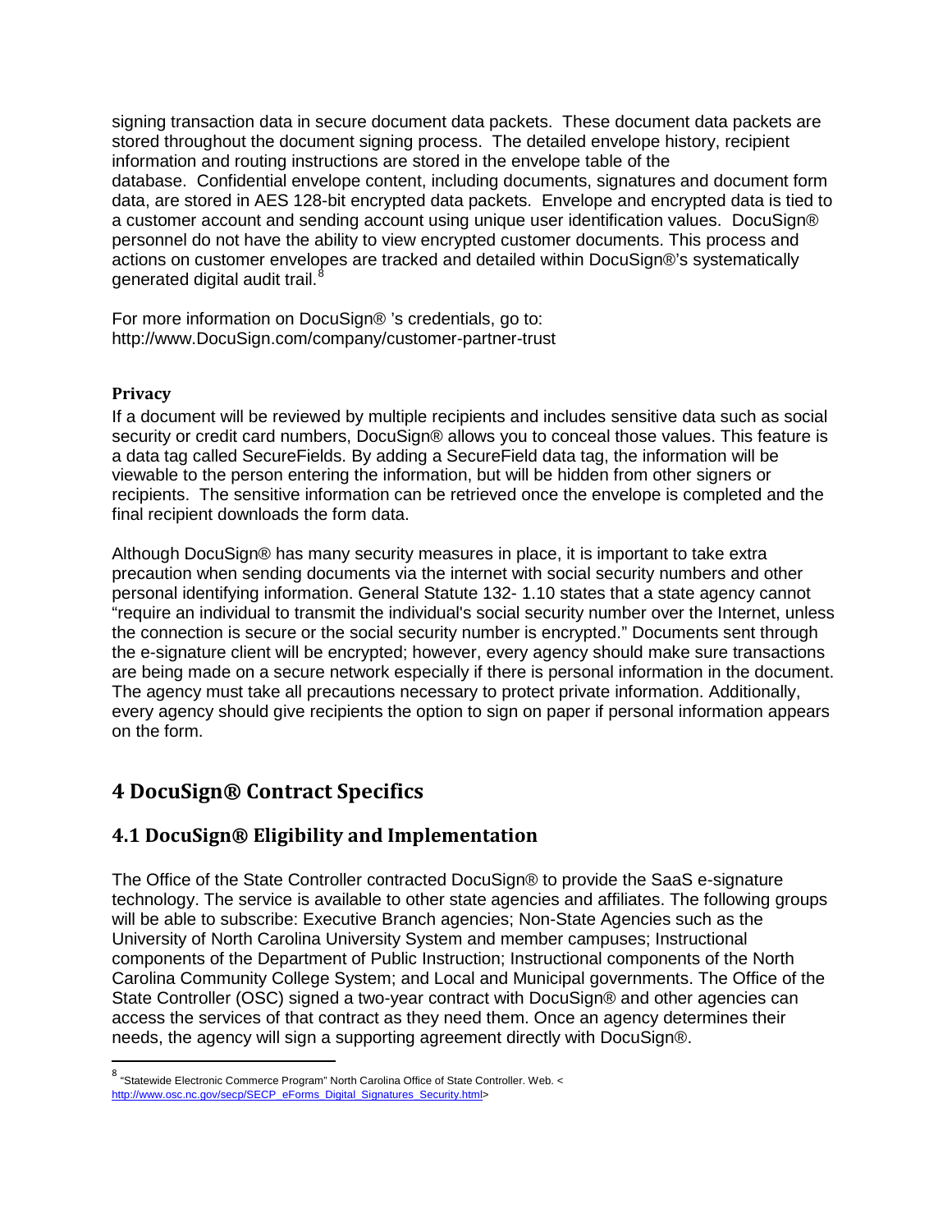signing transaction data in secure document data packets. These document data packets are stored throughout the document signing process. The detailed envelope history, recipient information and routing instructions are stored in the envelope table of the database. Confidential envelope content, including documents, signatures and document form data, are stored in AES 128-bit encrypted data packets. Envelope and encrypted data is tied to a customer account and sending account using unique user identification values. DocuSign® personnel do not have the ability to view encrypted customer documents. This process and actions on customer envelopes are tracked and detailed within DocuSign®'s systematically generated digital audit trail.[8]

For more information on DocuSign® 's credentials, go to: http://www.DocuSign.com/company/customer-partner-trust

#### Privacy

If a document will be reviewed by multiple recipients and includes sensitive data such as social security or credit card numbers, DocuSign® allows you to conceal those values. This feature is a data tag called SecureFields. By adding a SecureField data tag, the information will be viewable to the person entering the information, but will be hidden from other signers or recipients. The sensitive information can be retrieved once the envelope is completed and the final recipient downloads the form data.

Although DocuSign® has many security measures in place, it is important to take extra precaution when sending documents via the internet with social security numbers and other personal identifying information. General Statute 132- 1.10 states that a state agency cannot "require an individual to transmit the individual's social security number over the Internet, unless the connection is secure or the social security number is encrypted." Documents sent through the e-signature client will be encrypted; however, every agency should make sure transactions are being made on a secure network especially if there is personal information in the document. The agency must take all precautions necessary to protect private information. Additionally, every agency should give recipients the option to sign on paper if personal information appears on the form.

# 4 DocuSign® Contract Specifics

## 4.1 DocuSign® Eligibility and Implementation

The Office of the State Controller contracted DocuSign® to provide the SaaS e-signature technology. The service is available to other state agencies and affiliates. The following groups will be able to subscribe: Executive Branch agencies; Non-State Agencies such as the University of North Carolina University System and member campuses; Instructional components of the Department of Public Instruction; Instructional components of the North Carolina Community College System; and Local and Municipal governments. The Office of the State Controller (OSC) signed a two-year contract with DocuSign® and other agencies can access the services of that contract as they need them. Once an agency determines their needs, the agency will sign a supporting agreement directly with DocuSign®.

---

[8] "Statewide Electronic Commerce Program" North Carolina Office of State Controller. Web. < http://www.osc.nc.gov/secp/SECP_eForms_Digital_Signatures_Security.html>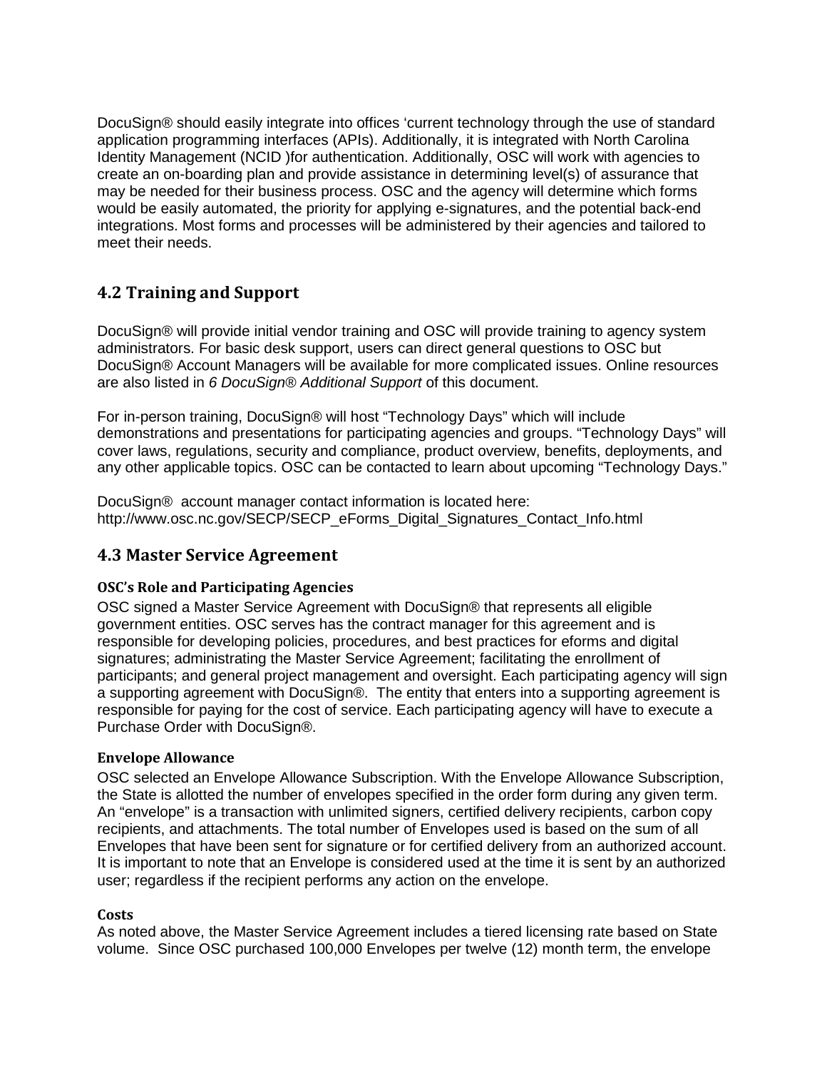DocuSign® should easily integrate into offices 'current technology through the use of standard application programming interfaces (APIs). Additionally, it is integrated with North Carolina Identity Management (NCID )for authentication. Additionally, OSC will work with agencies to create an on-boarding plan and provide assistance in determining level(s) of assurance that may be needed for their business process. OSC and the agency will determine which forms would be easily automated, the priority for applying e-signatures, and the potential back-end integrations. Most forms and processes will be administered by their agencies and tailored to meet their needs.

## 4.2 Training and Support

DocuSign® will provide initial vendor training and OSC will provide training to agency system administrators. For basic desk support, users can direct general questions to OSC but DocuSign® Account Managers will be available for more complicated issues. Online resources are also listed in *6 DocuSign® Additional Support* of this document.

For in-person training, DocuSign® will host "Technology Days" which will include demonstrations and presentations for participating agencies and groups. "Technology Days" will cover laws, regulations, security and compliance, product overview, benefits, deployments, and any other applicable topics. OSC can be contacted to learn about upcoming "Technology Days."

DocuSign® account manager contact information is located here: http://www.osc.nc.gov/SECP/SECP_eForms_Digital_Signatures_Contact_Info.html

## 4.3 Master Service Agreement

### OSC's Role and Participating Agencies

OSC signed a Master Service Agreement with DocuSign® that represents all eligible government entities. OSC serves has the contract manager for this agreement and is responsible for developing policies, procedures, and best practices for eforms and digital signatures; administrating the Master Service Agreement; facilitating the enrollment of participants; and general project management and oversight. Each participating agency will sign a supporting agreement with DocuSign®. The entity that enters into a supporting agreement is responsible for paying for the cost of service. Each participating agency will have to execute a Purchase Order with DocuSign®.

### Envelope Allowance

OSC selected an Envelope Allowance Subscription. With the Envelope Allowance Subscription, the State is allotted the number of envelopes specified in the order form during any given term. An "envelope" is a transaction with unlimited signers, certified delivery recipients, carbon copy recipients, and attachments. The total number of Envelopes used is based on the sum of all Envelopes that have been sent for signature or for certified delivery from an authorized account. It is important to note that an Envelope is considered used at the time it is sent by an authorized user; regardless if the recipient performs any action on the envelope.

### Costs

As noted above, the Master Service Agreement includes a tiered licensing rate based on State volume. Since OSC purchased 100,000 Envelopes per twelve (12) month term, the envelope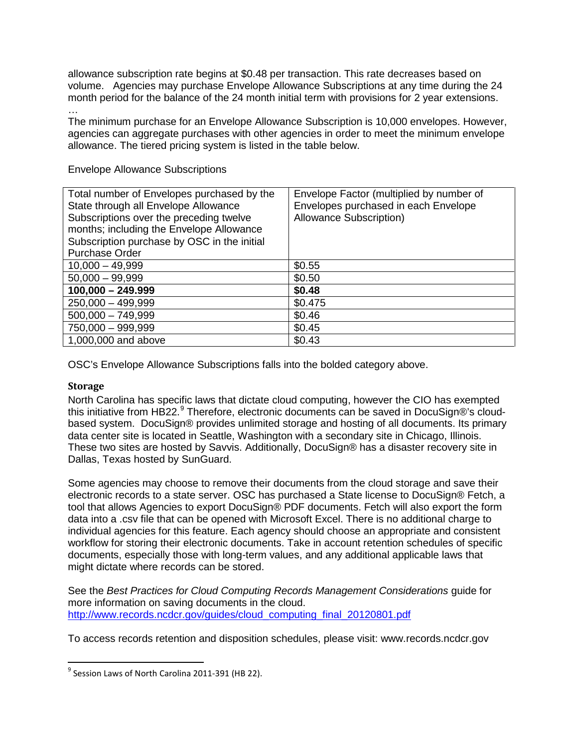allowance subscription rate begins at $0.48 per transaction. This rate decreases based on volume. Agencies may purchase Envelope Allowance Subscriptions at any time during the 24 month period for the balance of the 24 month initial term with provisions for 2 year extensions.
…
The minimum purchase for an Envelope Allowance Subscription is 10,000 envelopes. However, agencies can aggregate purchases with other agencies in order to meet the minimum envelope allowance. The tiered pricing system is listed in the table below.

Envelope Allowance Subscriptions

| Total number of Envelopes purchased by the State through all Envelope Allowance Subscriptions over the preceding twelve months; including the Envelope Allowance Subscription purchase by OSC in the initial Purchase Order | Envelope Factor (multiplied by number of Envelopes purchased in each Envelope Allowance Subscription) |
|---|---|
| 10,000 – 49,999 | $0.55 |
| 50,000 – 99,999 | $0.50 |
| **100,000 – 249.999** | **$0.48** |
| 250,000 – 499,999 | $0.475 |
| 500,000 – 749,999 | $0.46 |
| 750,000 – 999,999 | $0.45 |
| 1,000,000 and above | $0.43 |

OSC's Envelope Allowance Subscriptions falls into the bolded category above.

**Storage**

North Carolina has specific laws that dictate cloud computing, however the CIO has exempted this initiative from HB22.[9] Therefore, electronic documents can be saved in DocuSign®'s cloud-based system. DocuSign® provides unlimited storage and hosting of all documents. Its primary data center site is located in Seattle, Washington with a secondary site in Chicago, Illinois. These two sites are hosted by Savvis. Additionally, DocuSign® has a disaster recovery site in Dallas, Texas hosted by SunGuard.

Some agencies may choose to remove their documents from the cloud storage and save their electronic records to a state server. OSC has purchased a State license to DocuSign® Fetch, a tool that allows Agencies to export DocuSign® PDF documents. Fetch will also export the form data into a .csv file that can be opened with Microsoft Excel. There is no additional charge to individual agencies for this feature. Each agency should choose an appropriate and consistent workflow for storing their electronic documents. Take in account retention schedules of specific documents, especially those with long-term values, and any additional applicable laws that might dictate where records can be stored.

See the *Best Practices for Cloud Computing Records Management Considerations* guide for more information on saving documents in the cloud.
http://www.records.ncdcr.gov/guides/cloud_computing_final_20120801.pdf

To access records retention and disposition schedules, please visit: www.records.ncdcr.gov

[9] Session Laws of North Carolina 2011-391 (HB 22).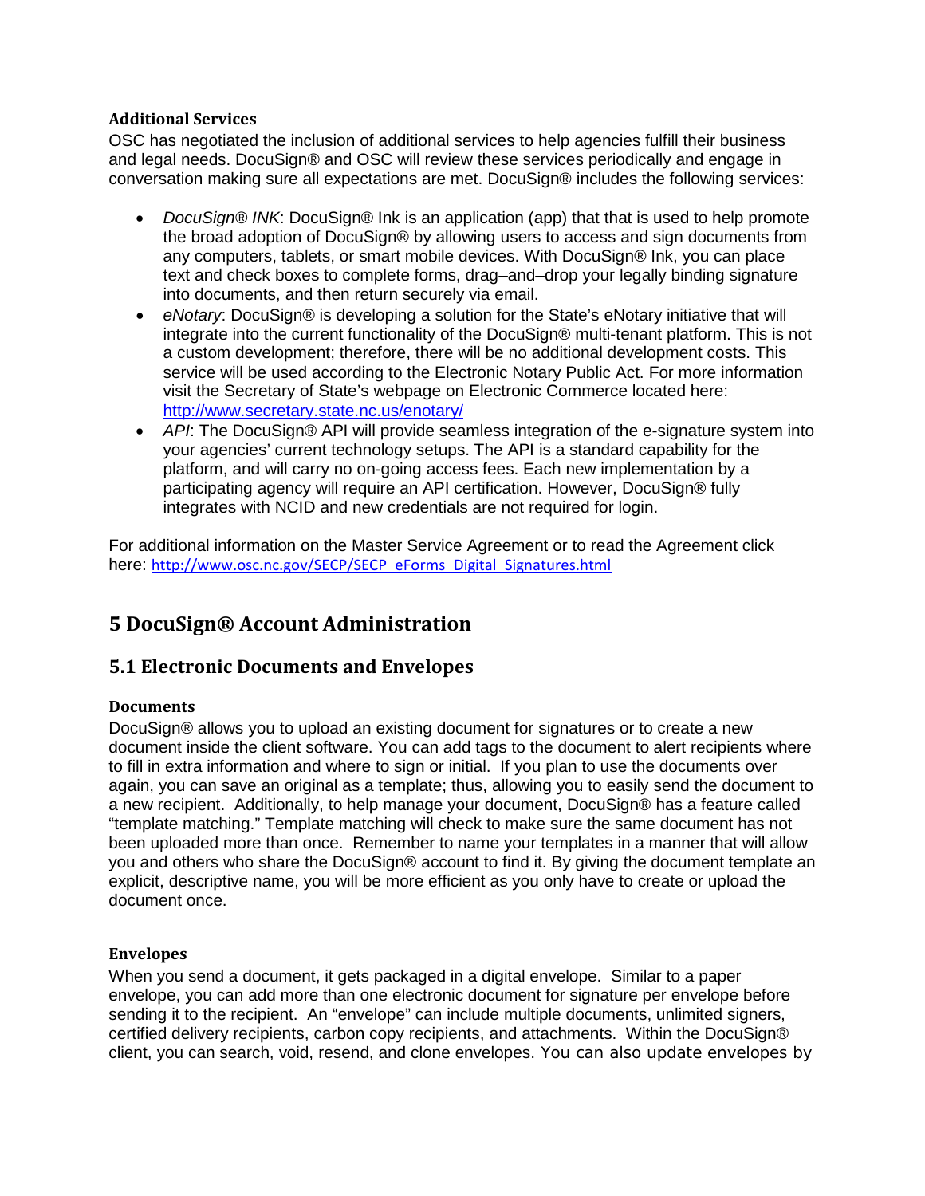### Additional Services

OSC has negotiated the inclusion of additional services to help agencies fulfill their business and legal needs. DocuSign® and OSC will review these services periodically and engage in conversation making sure all expectations are met. DocuSign® includes the following services:

- *DocuSign® INK*: DocuSign® Ink is an application (app) that that is used to help promote the broad adoption of DocuSign® by allowing users to access and sign documents from any computers, tablets, or smart mobile devices. With DocuSign® Ink, you can place text and check boxes to complete forms, drag–and–drop your legally binding signature into documents, and then return securely via email.
- *eNotary*: DocuSign® is developing a solution for the State's eNotary initiative that will integrate into the current functionality of the DocuSign® multi-tenant platform. This is not a custom development; therefore, there will be no additional development costs. This service will be used according to the Electronic Notary Public Act. For more information visit the Secretary of State's webpage on Electronic Commerce located here: http://www.secretary.state.nc.us/enotary/
- *API*: The DocuSign® API will provide seamless integration of the e-signature system into your agencies' current technology setups. The API is a standard capability for the platform, and will carry no on-going access fees. Each new implementation by a participating agency will require an API certification. However, DocuSign® fully integrates with NCID and new credentials are not required for login.

For additional information on the Master Service Agreement or to read the Agreement click here: http://www.osc.nc.gov/SECP/SECP_eForms_Digital_Signatures.html

# 5 DocuSign® Account Administration

## 5.1 Electronic Documents and Envelopes

### Documents

DocuSign® allows you to upload an existing document for signatures or to create a new document inside the client software. You can add tags to the document to alert recipients where to fill in extra information and where to sign or initial. If you plan to use the documents over again, you can save an original as a template; thus, allowing you to easily send the document to a new recipient. Additionally, to help manage your document, DocuSign® has a feature called "template matching." Template matching will check to make sure the same document has not been uploaded more than once. Remember to name your templates in a manner that will allow you and others who share the DocuSign® account to find it. By giving the document template an explicit, descriptive name, you will be more efficient as you only have to create or upload the document once.

### Envelopes

When you send a document, it gets packaged in a digital envelope. Similar to a paper envelope, you can add more than one electronic document for signature per envelope before sending it to the recipient. An "envelope" can include multiple documents, unlimited signers, certified delivery recipients, carbon copy recipients, and attachments. Within the DocuSign® client, you can search, void, resend, and clone envelopes. You can also update envelopes by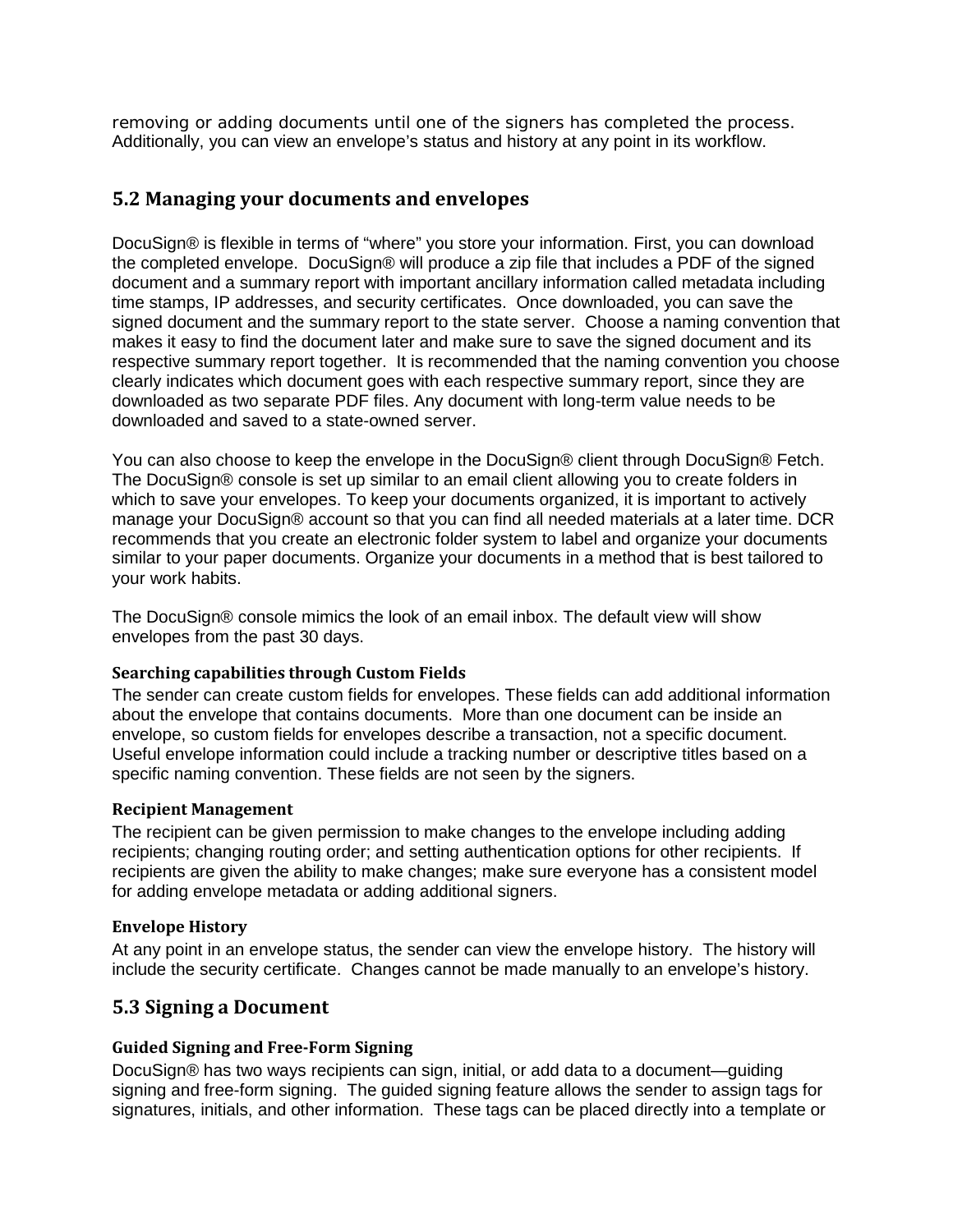removing or adding documents until one of the signers has completed the process. Additionally, you can view an envelope's status and history at any point in its workflow.

## 5.2 Managing your documents and envelopes

DocuSign® is flexible in terms of "where" you store your information. First, you can download the completed envelope. DocuSign® will produce a zip file that includes a PDF of the signed document and a summary report with important ancillary information called metadata including time stamps, IP addresses, and security certificates. Once downloaded, you can save the signed document and the summary report to the state server. Choose a naming convention that makes it easy to find the document later and make sure to save the signed document and its respective summary report together. It is recommended that the naming convention you choose clearly indicates which document goes with each respective summary report, since they are downloaded as two separate PDF files. Any document with long-term value needs to be downloaded and saved to a state-owned server.

You can also choose to keep the envelope in the DocuSign® client through DocuSign® Fetch. The DocuSign® console is set up similar to an email client allowing you to create folders in which to save your envelopes. To keep your documents organized, it is important to actively manage your DocuSign® account so that you can find all needed materials at a later time. DCR recommends that you create an electronic folder system to label and organize your documents similar to your paper documents. Organize your documents in a method that is best tailored to your work habits.

The DocuSign® console mimics the look of an email inbox. The default view will show envelopes from the past 30 days.

#### Searching capabilities through Custom Fields

The sender can create custom fields for envelopes. These fields can add additional information about the envelope that contains documents. More than one document can be inside an envelope, so custom fields for envelopes describe a transaction, not a specific document. Useful envelope information could include a tracking number or descriptive titles based on a specific naming convention. These fields are not seen by the signers.

#### Recipient Management

The recipient can be given permission to make changes to the envelope including adding recipients; changing routing order; and setting authentication options for other recipients. If recipients are given the ability to make changes; make sure everyone has a consistent model for adding envelope metadata or adding additional signers.

#### Envelope History

At any point in an envelope status, the sender can view the envelope history. The history will include the security certificate. Changes cannot be made manually to an envelope's history.

## 5.3 Signing a Document

#### Guided Signing and Free-Form Signing

DocuSign® has two ways recipients can sign, initial, or add data to a document—guiding signing and free-form signing. The guided signing feature allows the sender to assign tags for signatures, initials, and other information. These tags can be placed directly into a template or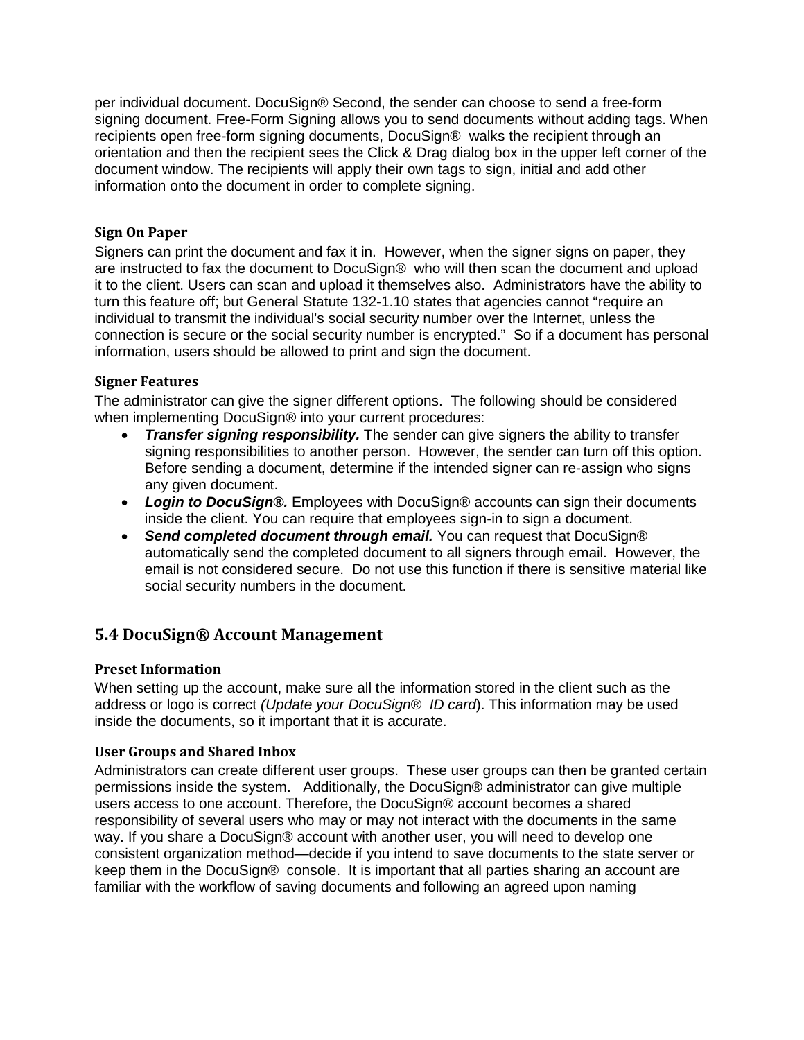per individual document. DocuSign® Second, the sender can choose to send a free-form signing document. Free-Form Signing allows you to send documents without adding tags. When recipients open free-form signing documents, DocuSign® walks the recipient through an orientation and then the recipient sees the Click & Drag dialog box in the upper left corner of the document window. The recipients will apply their own tags to sign, initial and add other information onto the document in order to complete signing.

### Sign On Paper

Signers can print the document and fax it in. However, when the signer signs on paper, they are instructed to fax the document to DocuSign® who will then scan the document and upload it to the client. Users can scan and upload it themselves also. Administrators have the ability to turn this feature off; but General Statute 132-1.10 states that agencies cannot "require an individual to transmit the individual's social security number over the Internet, unless the connection is secure or the social security number is encrypted." So if a document has personal information, users should be allowed to print and sign the document.

### Signer Features

The administrator can give the signer different options. The following should be considered when implementing DocuSign® into your current procedures:

- ***Transfer signing responsibility.*** The sender can give signers the ability to transfer signing responsibilities to another person. However, the sender can turn off this option. Before sending a document, determine if the intended signer can re-assign who signs any given document.
- ***Login to DocuSign®.*** Employees with DocuSign® accounts can sign their documents inside the client. You can require that employees sign-in to sign a document.
- ***Send completed document through email.*** You can request that DocuSign® automatically send the completed document to all signers through email. However, the email is not considered secure. Do not use this function if there is sensitive material like social security numbers in the document.

## 5.4 DocuSign® Account Management

### Preset Information

When setting up the account, make sure all the information stored in the client such as the address or logo is correct *(Update your DocuSign® ID card*). This information may be used inside the documents, so it important that it is accurate.

### User Groups and Shared Inbox

Administrators can create different user groups. These user groups can then be granted certain permissions inside the system. Additionally, the DocuSign® administrator can give multiple users access to one account. Therefore, the DocuSign® account becomes a shared responsibility of several users who may or may not interact with the documents in the same way. If you share a DocuSign® account with another user, you will need to develop one consistent organization method—decide if you intend to save documents to the state server or keep them in the DocuSign® console. It is important that all parties sharing an account are familiar with the workflow of saving documents and following an agreed upon naming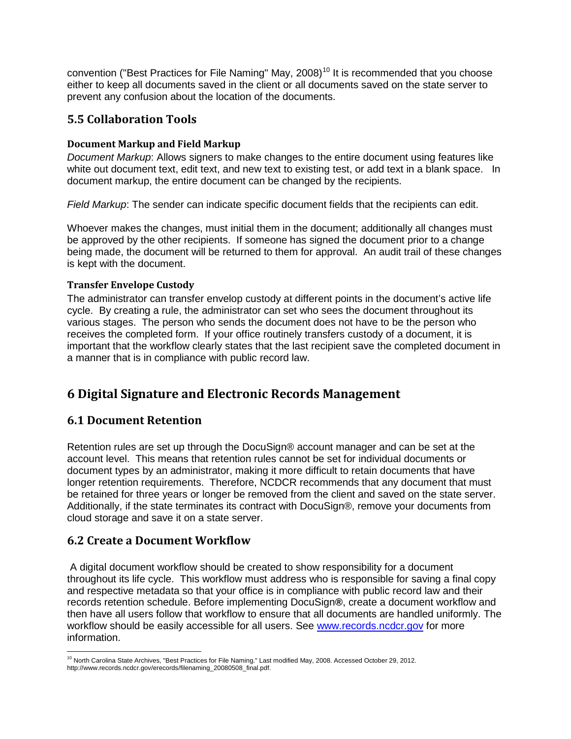convention ("Best Practices for File Naming" May, 2008)[10] It is recommended that you choose either to keep all documents saved in the client or all documents saved on the state server to prevent any confusion about the location of the documents.

## 5.5 Collaboration Tools

### Document Markup and Field Markup

*Document Markup*: Allows signers to make changes to the entire document using features like white out document text, edit text, and new text to existing test, or add text in a blank space. In document markup, the entire document can be changed by the recipients.

*Field Markup*: The sender can indicate specific document fields that the recipients can edit.

Whoever makes the changes, must initial them in the document; additionally all changes must be approved by the other recipients. If someone has signed the document prior to a change being made, the document will be returned to them for approval. An audit trail of these changes is kept with the document.

### Transfer Envelope Custody

The administrator can transfer envelop custody at different points in the document's active life cycle. By creating a rule, the administrator can set who sees the document throughout its various stages. The person who sends the document does not have to be the person who receives the completed form. If your office routinely transfers custody of a document, it is important that the workflow clearly states that the last recipient save the completed document in a manner that is in compliance with public record law.

# 6 Digital Signature and Electronic Records Management

## 6.1 Document Retention

Retention rules are set up through the DocuSign® account manager and can be set at the account level. This means that retention rules cannot be set for individual documents or document types by an administrator, making it more difficult to retain documents that have longer retention requirements. Therefore, NCDCR recommends that any document that must be retained for three years or longer be removed from the client and saved on the state server. Additionally, if the state terminates its contract with DocuSign®, remove your documents from cloud storage and save it on a state server.

## 6.2 Create a Document Workflow

A digital document workflow should be created to show responsibility for a document throughout its life cycle. This workflow must address who is responsible for saving a final copy and respective metadata so that your office is in compliance with public record law and their records retention schedule. Before implementing DocuSign®, create a document workflow and then have all users follow that workflow to ensure that all documents are handled uniformly. The workflow should be easily accessible for all users. See www.records.ncdcr.gov for more information.

---

[10] North Carolina State Archives, "Best Practices for File Naming." Last modified May, 2008. Accessed October 29, 2012. http://www.records.ncdcr.gov/erecords/filenaming_20080508_final.pdf.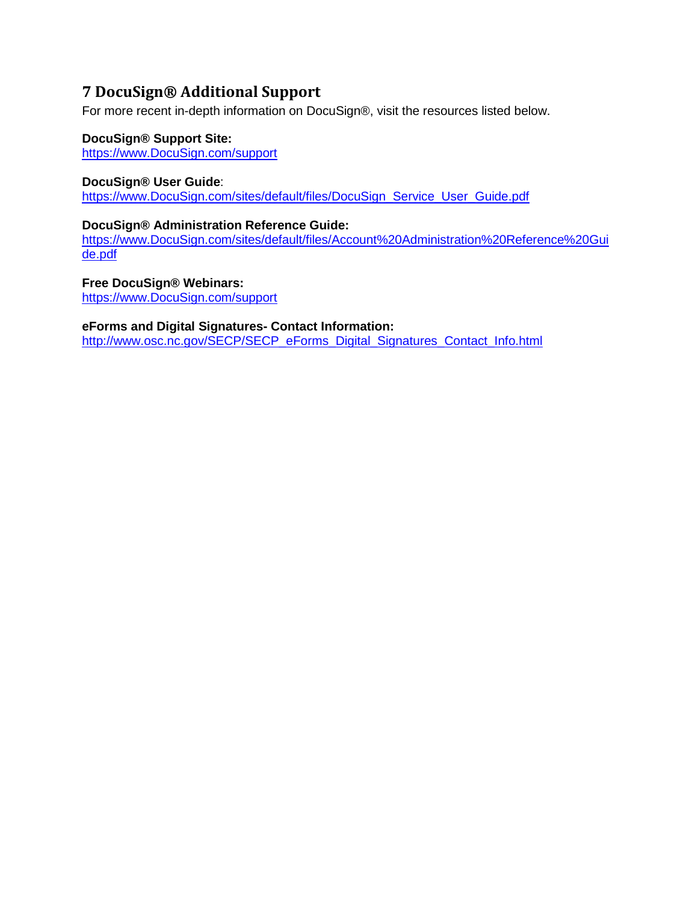## 7 DocuSign® Additional Support

For more recent in-depth information on DocuSign®, visit the resources listed below.

**DocuSign® Support Site:**
https://www.DocuSign.com/support

**DocuSign® User Guide**:
https://www.DocuSign.com/sites/default/files/DocuSign_Service_User_Guide.pdf

**DocuSign® Administration Reference Guide:**
https://www.DocuSign.com/sites/default/files/Account%20Administration%20Reference%20Guide.pdf

**Free DocuSign® Webinars:**
https://www.DocuSign.com/support

**eForms and Digital Signatures- Contact Information:**
http://www.osc.nc.gov/SECP/SECP_eForms_Digital_Signatures_Contact_Info.html